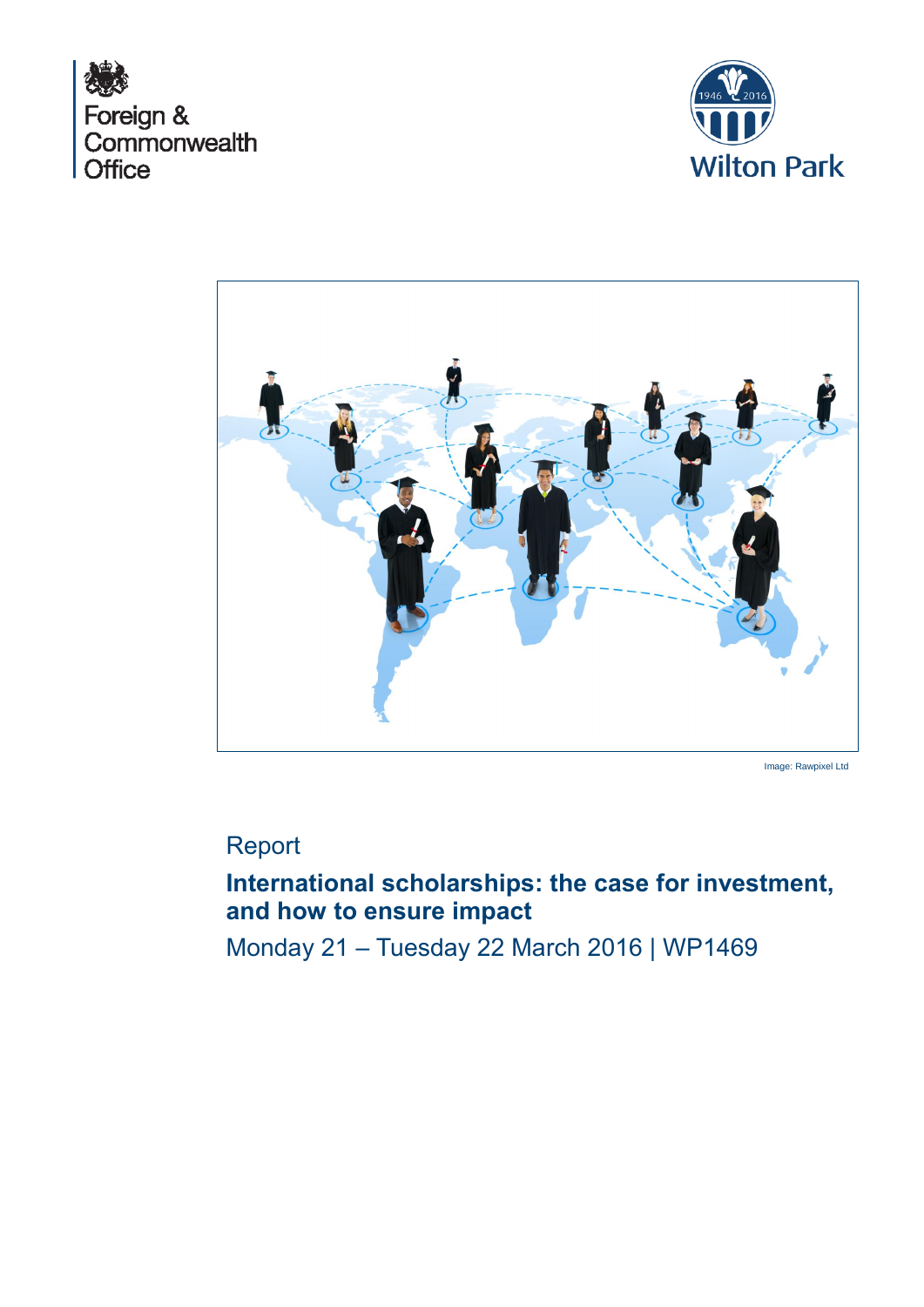Foreign & Commonwealth Office

Wilton Park

Image: Rawpixel Ltd

Report

# International scholarships: the case for investment, and how to ensure impact

Monday 21 – Tuesday 22 March 2016 | WP1469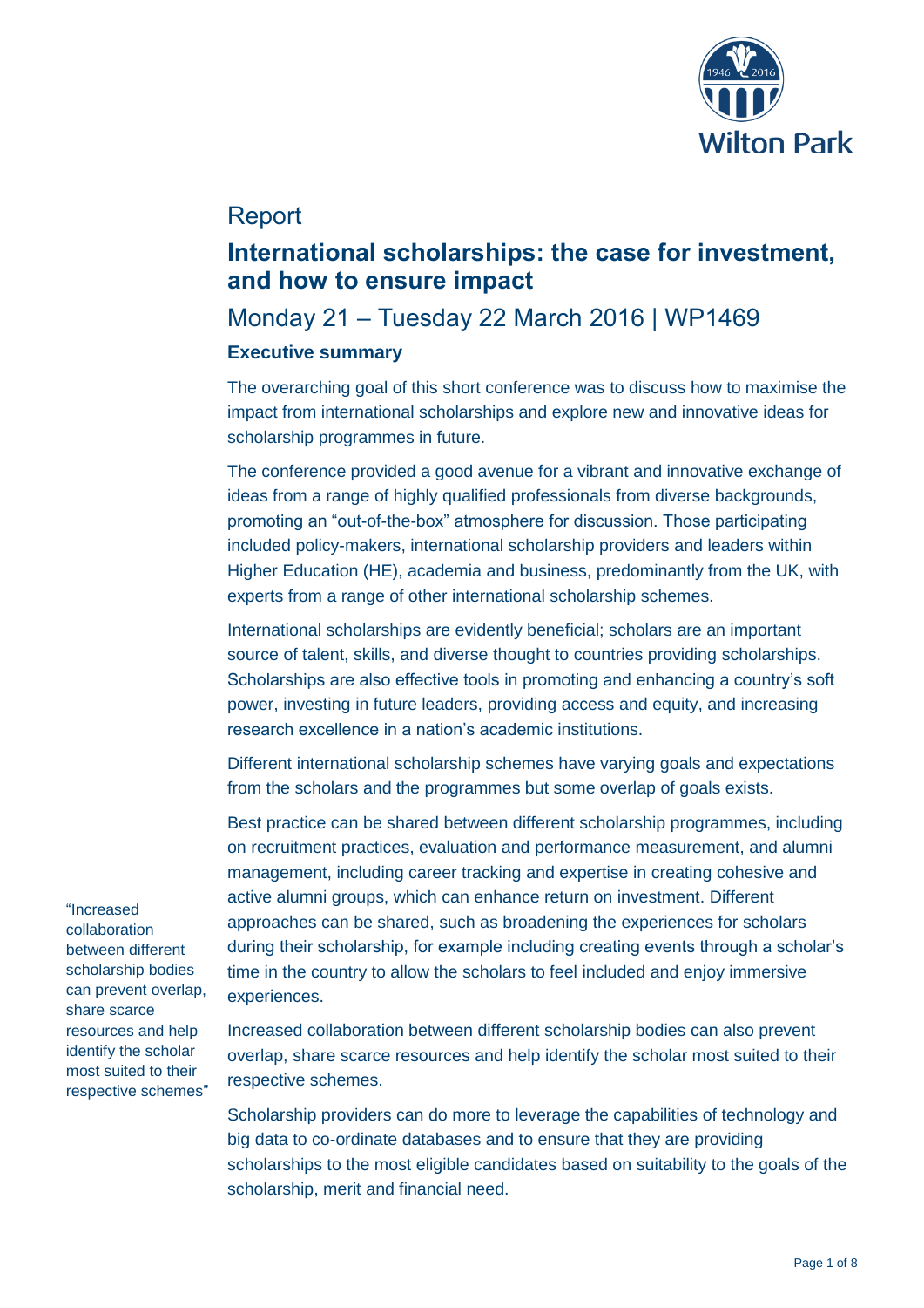Report

# International scholarships: the case for investment, and how to ensure impact

## Monday 21 – Tuesday 22 March 2016 | WP1469

### Executive summary

The overarching goal of this short conference was to discuss how to maximise the impact from international scholarships and explore new and innovative ideas for scholarship programmes in future.

The conference provided a good avenue for a vibrant and innovative exchange of ideas from a range of highly qualified professionals from diverse backgrounds, promoting an "out-of-the-box" atmosphere for discussion. Those participating included policy-makers, international scholarship providers and leaders within Higher Education (HE), academia and business, predominantly from the UK, with experts from a range of other international scholarship schemes.

International scholarships are evidently beneficial; scholars are an important source of talent, skills, and diverse thought to countries providing scholarships. Scholarships are also effective tools in promoting and enhancing a country's soft power, investing in future leaders, providing access and equity, and increasing research excellence in a nation's academic institutions.

Different international scholarship schemes have varying goals and expectations from the scholars and the programmes but some overlap of goals exists.

Best practice can be shared between different scholarship programmes, including on recruitment practices, evaluation and performance measurement, and alumni management, including career tracking and expertise in creating cohesive and active alumni groups, which can enhance return on investment. Different approaches can be shared, such as broadening the experiences for scholars during their scholarship, for example including creating events through a scholar's time in the country to allow the scholars to feel included and enjoy immersive experiences.

"Increased collaboration between different scholarship bodies can prevent overlap, share scarce resources and help identify the scholar most suited to their respective schemes"

Increased collaboration between different scholarship bodies can also prevent overlap, share scarce resources and help identify the scholar most suited to their respective schemes.

Scholarship providers can do more to leverage the capabilities of technology and big data to co-ordinate databases and to ensure that they are providing scholarships to the most eligible candidates based on suitability to the goals of the scholarship, merit and financial need.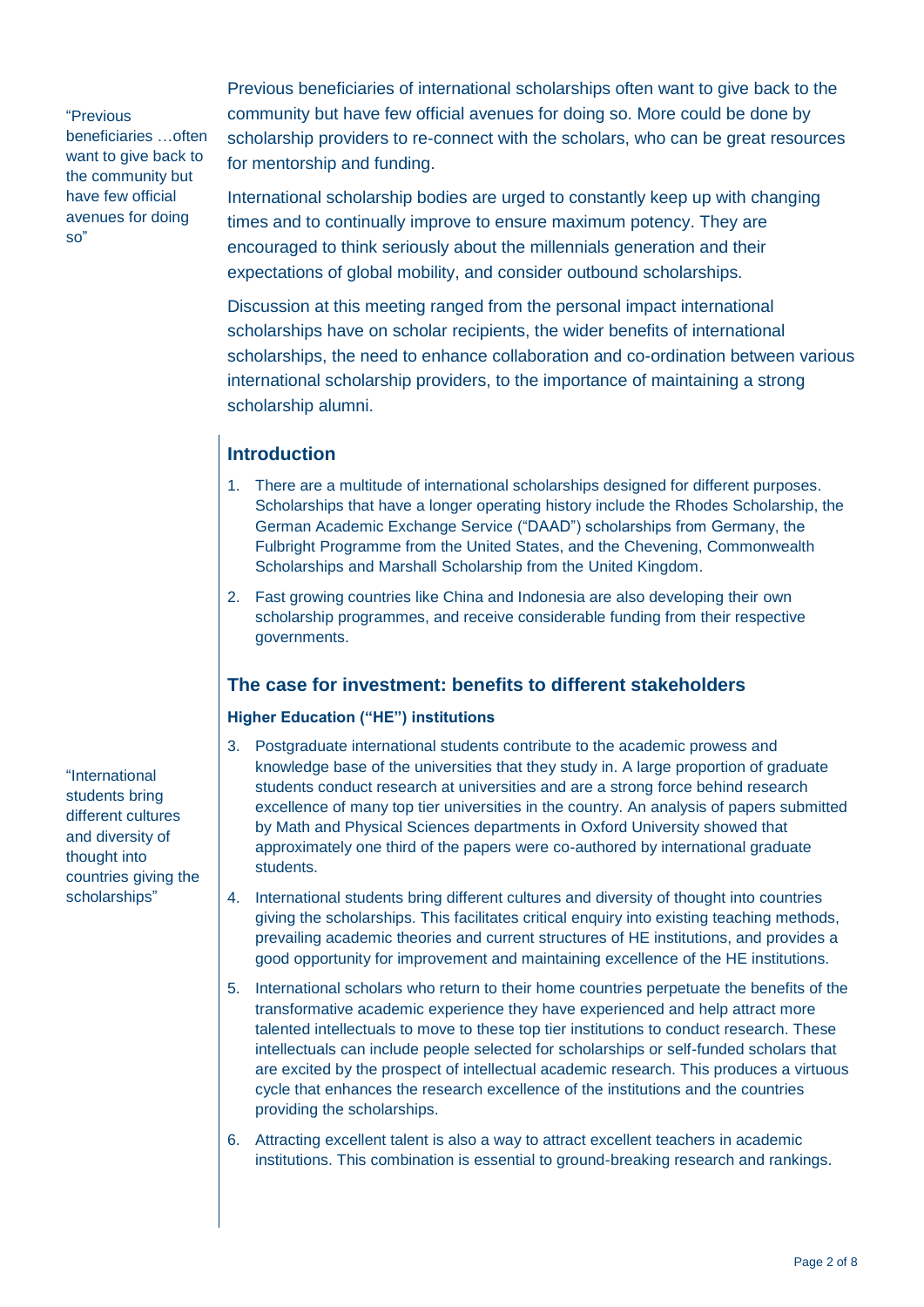> "Previous beneficiaries …often want to give back to the community but have few official avenues for doing so"

Previous beneficiaries of international scholarships often want to give back to the community but have few official avenues for doing so. More could be done by scholarship providers to re-connect with the scholars, who can be great resources for mentorship and funding.

International scholarship bodies are urged to constantly keep up with changing times and to continually improve to ensure maximum potency. They are encouraged to think seriously about the millennials generation and their expectations of global mobility, and consider outbound scholarships.

Discussion at this meeting ranged from the personal impact international scholarships have on scholar recipients, the wider benefits of international scholarships, the need to enhance collaboration and co-ordination between various international scholarship providers, to the importance of maintaining a strong scholarship alumni.

## Introduction

1. There are a multitude of international scholarships designed for different purposes. Scholarships that have a longer operating history include the Rhodes Scholarship, the German Academic Exchange Service ("DAAD") scholarships from Germany, the Fulbright Programme from the United States, and the Chevening, Commonwealth Scholarships and Marshall Scholarship from the United Kingdom.
2. Fast growing countries like China and Indonesia are also developing their own scholarship programmes, and receive considerable funding from their respective governments.

## The case for investment: benefits to different stakeholders

### Higher Education ("HE") institutions

3. Postgraduate international students contribute to the academic prowess and knowledge base of the universities that they study in. A large proportion of graduate students conduct research at universities and are a strong force behind research excellence of many top tier universities in the country. An analysis of papers submitted by Math and Physical Sciences departments in Oxford University showed that approximately one third of the papers were co-authored by international graduate students.
4. International students bring different cultures and diversity of thought into countries giving the scholarships. This facilitates critical enquiry into existing teaching methods, prevailing academic theories and current structures of HE institutions, and provides a good opportunity for improvement and maintaining excellence of the HE institutions.

> "International students bring different cultures and diversity of thought into countries giving the scholarships"

5. International scholars who return to their home countries perpetuate the benefits of the transformative academic experience they have experienced and help attract more talented intellectuals to move to these top tier institutions to conduct research. These intellectuals can include people selected for scholarships or self-funded scholars that are excited by the prospect of intellectual academic research. This produces a virtuous cycle that enhances the research excellence of the institutions and the countries providing the scholarships.
6. Attracting excellent talent is also a way to attract excellent teachers in academic institutions. This combination is essential to ground-breaking research and rankings.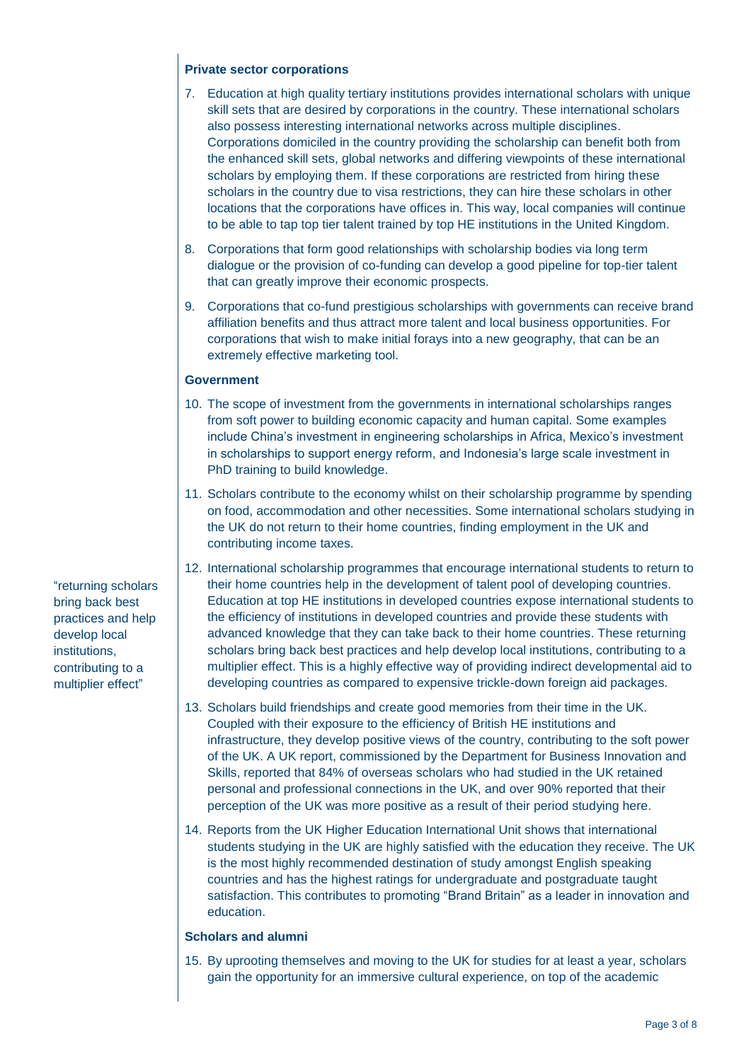### Private sector corporations

7. Education at high quality tertiary institutions provides international scholars with unique skill sets that are desired by corporations in the country. These international scholars also possess interesting international networks across multiple disciplines. Corporations domiciled in the country providing the scholarship can benefit both from the enhanced skill sets, global networks and differing viewpoints of these international scholars by employing them. If these corporations are restricted from hiring these scholars in the country due to visa restrictions, they can hire these scholars in other locations that the corporations have offices in. This way, local companies will continue to be able to tap top tier talent trained by top HE institutions in the United Kingdom.

8. Corporations that form good relationships with scholarship bodies via long term dialogue or the provision of co-funding can develop a good pipeline for top-tier talent that can greatly improve their economic prospects.

9. Corporations that co-fund prestigious scholarships with governments can receive brand affiliation benefits and thus attract more talent and local business opportunities. For corporations that wish to make initial forays into a new geography, that can be an extremely effective marketing tool.

### Government

10. The scope of investment from the governments in international scholarships ranges from soft power to building economic capacity and human capital. Some examples include China's investment in engineering scholarships in Africa, Mexico's investment in scholarships to support energy reform, and Indonesia's large scale investment in PhD training to build knowledge.

11. Scholars contribute to the economy whilst on their scholarship programme by spending on food, accommodation and other necessities. Some international scholars studying in the UK do not return to their home countries, finding employment in the UK and contributing income taxes.

12. International scholarship programmes that encourage international students to return to their home countries help in the development of talent pool of developing countries. Education at top HE institutions in developed countries expose international students to the efficiency of institutions in developed countries and provide these students with advanced knowledge that they can take back to their home countries. These returning scholars bring back best practices and help develop local institutions, contributing to a multiplier effect. This is a highly effective way of providing indirect developmental aid to developing countries as compared to expensive trickle-down foreign aid packages.

> "returning scholars bring back best practices and help develop local institutions, contributing to a multiplier effect"

13. Scholars build friendships and create good memories from their time in the UK. Coupled with their exposure to the efficiency of British HE institutions and infrastructure, they develop positive views of the country, contributing to the soft power of the UK. A UK report, commissioned by the Department for Business Innovation and Skills, reported that 84% of overseas scholars who had studied in the UK retained personal and professional connections in the UK, and over 90% reported that their perception of the UK was more positive as a result of their period studying here.

14. Reports from the UK Higher Education International Unit shows that international students studying in the UK are highly satisfied with the education they receive. The UK is the most highly recommended destination of study amongst English speaking countries and has the highest ratings for undergraduate and postgraduate taught satisfaction. This contributes to promoting "Brand Britain" as a leader in innovation and education.

### Scholars and alumni

15. By uprooting themselves and moving to the UK for studies for at least a year, scholars gain the opportunity for an immersive cultural experience, on top of the academic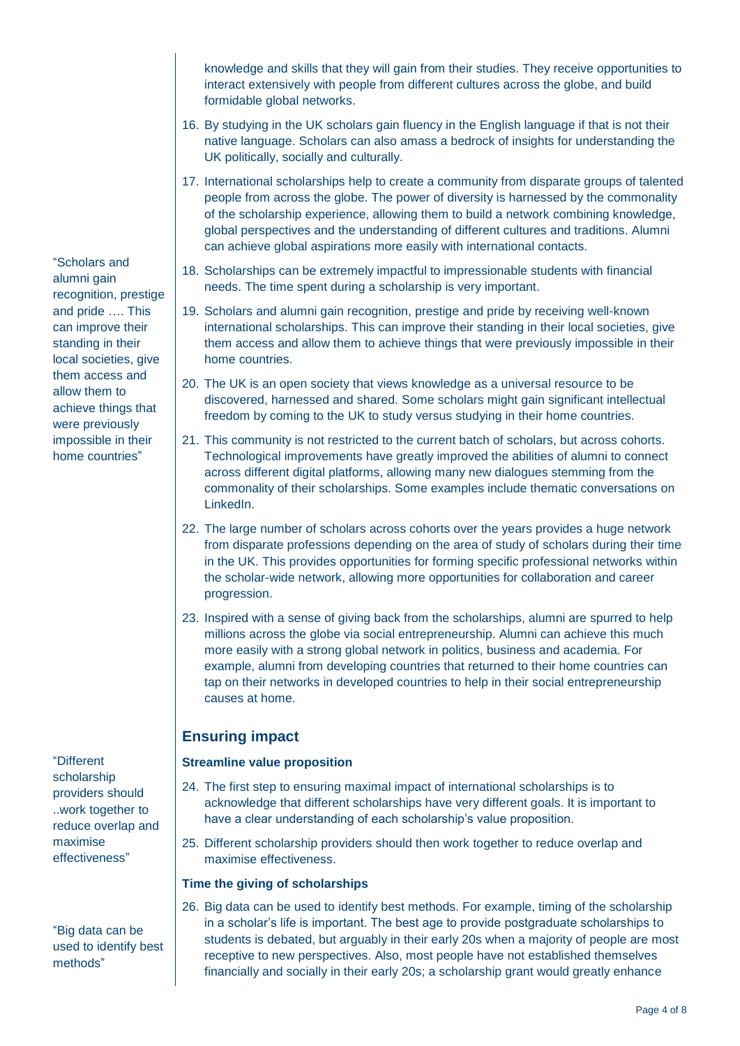knowledge and skills that they will gain from their studies. They receive opportunities to interact extensively with people from different cultures across the globe, and build formidable global networks.

16. By studying in the UK scholars gain fluency in the English language if that is not their native language. Scholars can also amass a bedrock of insights for understanding the UK politically, socially and culturally.

17. International scholarships help to create a community from disparate groups of talented people from across the globe. The power of diversity is harnessed by the commonality of the scholarship experience, allowing them to build a network combining knowledge, global perspectives and the understanding of different cultures and traditions. Alumni can achieve global aspirations more easily with international contacts.

"Scholars and alumni gain recognition, prestige and pride …. This can improve their standing in their local societies, give them access and allow them to achieve things that were previously impossible in their home countries"

18. Scholarships can be extremely impactful to impressionable students with financial needs. The time spent during a scholarship is very important.

19. Scholars and alumni gain recognition, prestige and pride by receiving well-known international scholarships. This can improve their standing in their local societies, give them access and allow them to achieve things that were previously impossible in their home countries.

20. The UK is an open society that views knowledge as a universal resource to be discovered, harnessed and shared. Some scholars might gain significant intellectual freedom by coming to the UK to study versus studying in their home countries.

21. This community is not restricted to the current batch of scholars, but across cohorts. Technological improvements have greatly improved the abilities of alumni to connect across different digital platforms, allowing many new dialogues stemming from the commonality of their scholarships. Some examples include thematic conversations on LinkedIn.

22. The large number of scholars across cohorts over the years provides a huge network from disparate professions depending on the area of study of scholars during their time in the UK. This provides opportunities for forming specific professional networks within the scholar-wide network, allowing more opportunities for collaboration and career progression.

23. Inspired with a sense of giving back from the scholarships, alumni are spurred to help millions across the globe via social entrepreneurship. Alumni can achieve this much more easily with a strong global network in politics, business and academia. For example, alumni from developing countries that returned to their home countries can tap on their networks in developed countries to help in their social entrepreneurship causes at home.

## Ensuring impact

### Streamline value proposition

"Different scholarship providers should ..work together to reduce overlap and maximise effectiveness"

24. The first step to ensuring maximal impact of international scholarships is to acknowledge that different scholarships have very different goals. It is important to have a clear understanding of each scholarship's value proposition.

25. Different scholarship providers should then work together to reduce overlap and maximise effectiveness.

### Time the giving of scholarships

"Big data can be used to identify best methods"

26. Big data can be used to identify best methods. For example, timing of the scholarship in a scholar's life is important. The best age to provide postgraduate scholarships to students is debated, but arguably in their early 20s when a majority of people are most receptive to new perspectives. Also, most people have not established themselves financially and socially in their early 20s; a scholarship grant would greatly enhance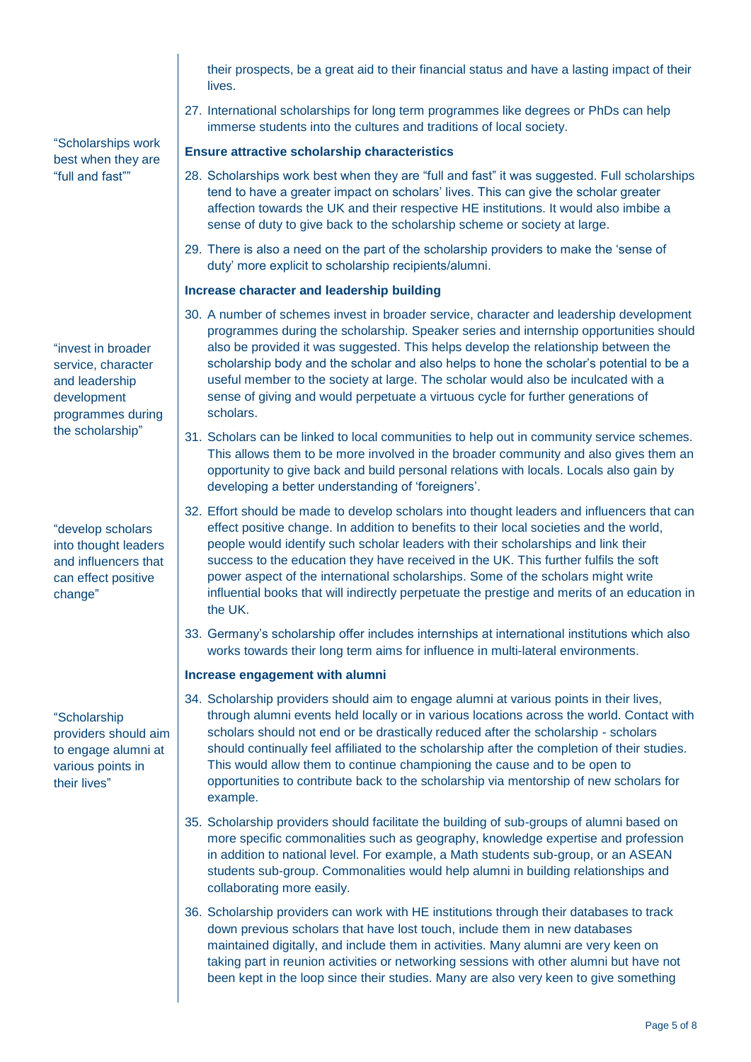their prospects, be a great aid to their financial status and have a lasting impact of their lives.

27. International scholarships for long term programmes like degrees or PhDs can help immerse students into the cultures and traditions of local society.

> "Scholarships work best when they are "full and fast""

**Ensure attractive scholarship characteristics**

28. Scholarships work best when they are "full and fast" it was suggested. Full scholarships tend to have a greater impact on scholars' lives. This can give the scholar greater affection towards the UK and their respective HE institutions. It would also imbibe a sense of duty to give back to the scholarship scheme or society at large.

29. There is also a need on the part of the scholarship providers to make the 'sense of duty' more explicit to scholarship recipients/alumni.

**Increase character and leadership building**

> "invest in broader service, character and leadership development programmes during the scholarship"

30. A number of schemes invest in broader service, character and leadership development programmes during the scholarship. Speaker series and internship opportunities should also be provided it was suggested. This helps develop the relationship between the scholarship body and the scholar and also helps to hone the scholar's potential to be a useful member to the society at large. The scholar would also be inculcated with a sense of giving and would perpetuate a virtuous cycle for further generations of scholars.

31. Scholars can be linked to local communities to help out in community service schemes. This allows them to be more involved in the broader community and also gives them an opportunity to give back and build personal relations with locals. Locals also gain by developing a better understanding of 'foreigners'.

> "develop scholars into thought leaders and influencers that can effect positive change"

32. Effort should be made to develop scholars into thought leaders and influencers that can effect positive change. In addition to benefits to their local societies and the world, people would identify such scholar leaders with their scholarships and link their success to the education they have received in the UK. This further fulfils the soft power aspect of the international scholarships. Some of the scholars might write influential books that will indirectly perpetuate the prestige and merits of an education in the UK.

33. Germany's scholarship offer includes internships at international institutions which also works towards their long term aims for influence in multi-lateral environments.

**Increase engagement with alumni**

> "Scholarship providers should aim to engage alumni at various points in their lives"

34. Scholarship providers should aim to engage alumni at various points in their lives, through alumni events held locally or in various locations across the world. Contact with scholars should not end or be drastically reduced after the scholarship - scholars should continually feel affiliated to the scholarship after the completion of their studies. This would allow them to continue championing the cause and to be open to opportunities to contribute back to the scholarship via mentorship of new scholars for example.

35. Scholarship providers should facilitate the building of sub-groups of alumni based on more specific commonalities such as geography, knowledge expertise and profession in addition to national level. For example, a Math students sub-group, or an ASEAN students sub-group. Commonalities would help alumni in building relationships and collaborating more easily.

36. Scholarship providers can work with HE institutions through their databases to track down previous scholars that have lost touch, include them in new databases maintained digitally, and include them in activities. Many alumni are very keen on taking part in reunion activities or networking sessions with other alumni but have not been kept in the loop since their studies. Many are also very keen to give something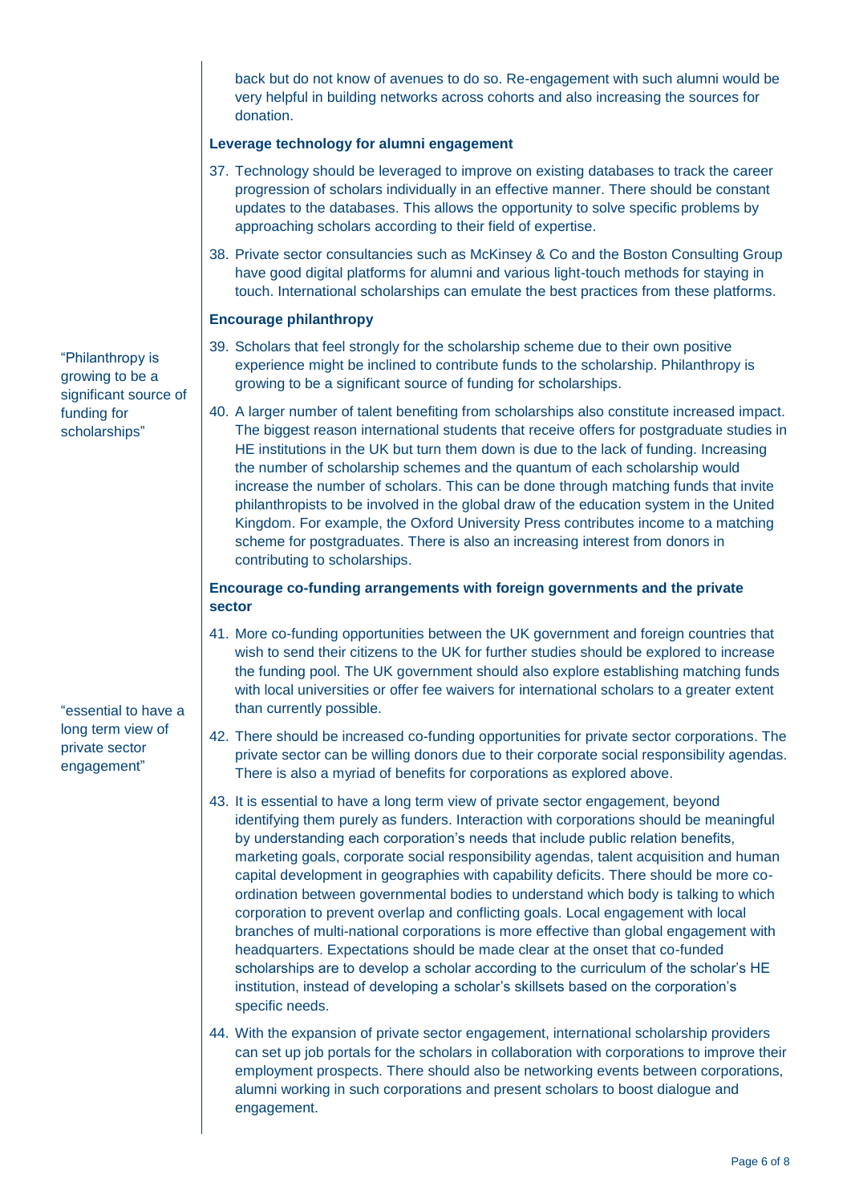back but do not know of avenues to do so. Re-engagement with such alumni would be very helpful in building networks across cohorts and also increasing the sources for donation.

**Leverage technology for alumni engagement**

37. Technology should be leveraged to improve on existing databases to track the career progression of scholars individually in an effective manner. There should be constant updates to the databases. This allows the opportunity to solve specific problems by approaching scholars according to their field of expertise.

38. Private sector consultancies such as McKinsey & Co and the Boston Consulting Group have good digital platforms for alumni and various light-touch methods for staying in touch. International scholarships can emulate the best practices from these platforms.

**Encourage philanthropy**

"Philanthropy is growing to be a significant source of funding for scholarships"

39. Scholars that feel strongly for the scholarship scheme due to their own positive experience might be inclined to contribute funds to the scholarship. Philanthropy is growing to be a significant source of funding for scholarships.

40. A larger number of talent benefiting from scholarships also constitute increased impact. The biggest reason international students that receive offers for postgraduate studies in HE institutions in the UK but turn them down is due to the lack of funding. Increasing the number of scholarship schemes and the quantum of each scholarship would increase the number of scholars. This can be done through matching funds that invite philanthropists to be involved in the global draw of the education system in the United Kingdom. For example, the Oxford University Press contributes income to a matching scheme for postgraduates. There is also an increasing interest from donors in contributing to scholarships.

**Encourage co-funding arrangements with foreign governments and the private sector**

41. More co-funding opportunities between the UK government and foreign countries that wish to send their citizens to the UK for further studies should be explored to increase the funding pool. The UK government should also explore establishing matching funds with local universities or offer fee waivers for international scholars to a greater extent than currently possible.

"essential to have a long term view of private sector engagement"

42. There should be increased co-funding opportunities for private sector corporations. The private sector can be willing donors due to their corporate social responsibility agendas. There is also a myriad of benefits for corporations as explored above.

43. It is essential to have a long term view of private sector engagement, beyond identifying them purely as funders. Interaction with corporations should be meaningful by understanding each corporation's needs that include public relation benefits, marketing goals, corporate social responsibility agendas, talent acquisition and human capital development in geographies with capability deficits. There should be more co-ordination between governmental bodies to understand which body is talking to which corporation to prevent overlap and conflicting goals. Local engagement with local branches of multi-national corporations is more effective than global engagement with headquarters. Expectations should be made clear at the onset that co-funded scholarships are to develop a scholar according to the curriculum of the scholar's HE institution, instead of developing a scholar's skillsets based on the corporation's specific needs.

44. With the expansion of private sector engagement, international scholarship providers can set up job portals for the scholars in collaboration with corporations to improve their employment prospects. There should also be networking events between corporations, alumni working in such corporations and present scholars to boost dialogue and engagement.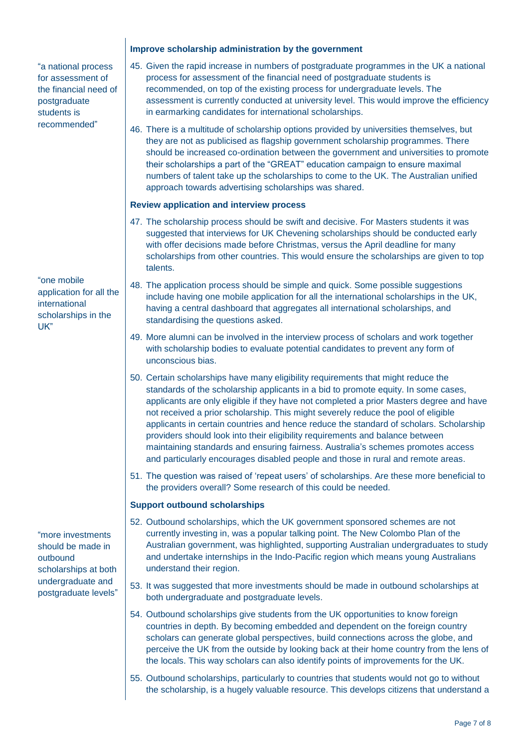### Improve scholarship administration by the government

> "a national process for assessment of the financial need of postgraduate students is recommended"

45. Given the rapid increase in numbers of postgraduate programmes in the UK a national process for assessment of the financial need of postgraduate students is recommended, on top of the existing process for undergraduate levels. The assessment is currently conducted at university level. This would improve the efficiency in earmarking candidates for international scholarships.

46. There is a multitude of scholarship options provided by universities themselves, but they are not as publicised as flagship government scholarship programmes. There should be increased co-ordination between the government and universities to promote their scholarships a part of the "GREAT" education campaign to ensure maximal numbers of talent take up the scholarships to come to the UK. The Australian unified approach towards advertising scholarships was shared.

### Review application and interview process

47. The scholarship process should be swift and decisive. For Masters students it was suggested that interviews for UK Chevening scholarships should be conducted early with offer decisions made before Christmas, versus the April deadline for many scholarships from other countries. This would ensure the scholarships are given to top talents.

> "one mobile application for all the international scholarships in the UK"

48. The application process should be simple and quick. Some possible suggestions include having one mobile application for all the international scholarships in the UK, having a central dashboard that aggregates all international scholarships, and standardising the questions asked.

49. More alumni can be involved in the interview process of scholars and work together with scholarship bodies to evaluate potential candidates to prevent any form of unconscious bias.

50. Certain scholarships have many eligibility requirements that might reduce the standards of the scholarship applicants in a bid to promote equity. In some cases, applicants are only eligible if they have not completed a prior Masters degree and have not received a prior scholarship. This might severely reduce the pool of eligible applicants in certain countries and hence reduce the standard of scholars. Scholarship providers should look into their eligibility requirements and balance between maintaining standards and ensuring fairness. Australia's schemes promotes access and particularly encourages disabled people and those in rural and remote areas.

51. The question was raised of 'repeat users' of scholarships. Are these more beneficial to the providers overall? Some research of this could be needed.

### Support outbound scholarships

> "more investments should be made in outbound scholarships at both undergraduate and postgraduate levels"

52. Outbound scholarships, which the UK government sponsored schemes are not currently investing in, was a popular talking point. The New Colombo Plan of the Australian government, was highlighted, supporting Australian undergraduates to study and undertake internships in the Indo-Pacific region which means young Australians understand their region.

53. It was suggested that more investments should be made in outbound scholarships at both undergraduate and postgraduate levels.

54. Outbound scholarships give students from the UK opportunities to know foreign countries in depth. By becoming embedded and dependent on the foreign country scholars can generate global perspectives, build connections across the globe, and perceive the UK from the outside by looking back at their home country from the lens of the locals. This way scholars can also identify points of improvements for the UK.

55. Outbound scholarships, particularly to countries that students would not go to without the scholarship, is a hugely valuable resource. This develops citizens that understand a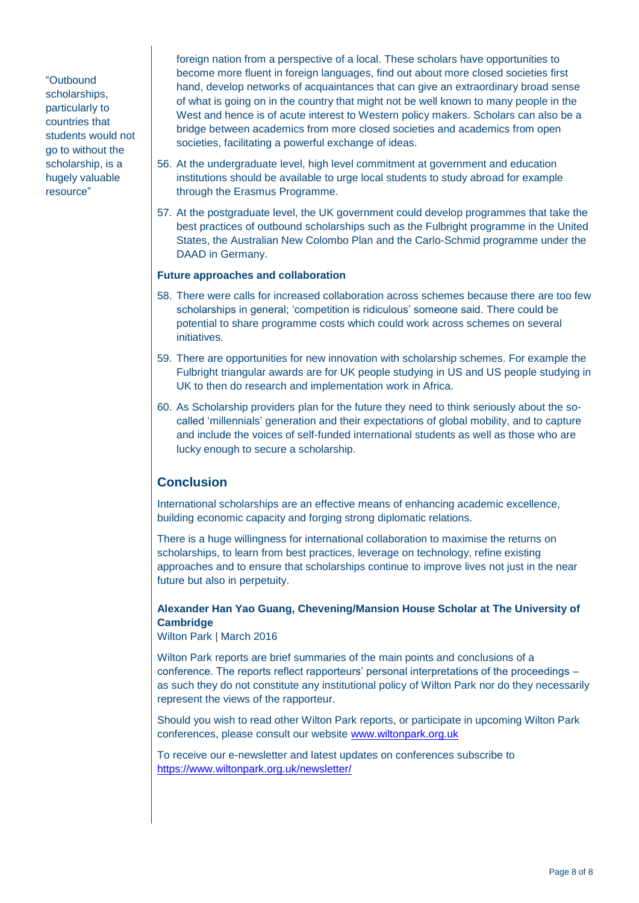"Outbound scholarships, particularly to countries that students would not go to without the scholarship, is a hugely valuable resource"

foreign nation from a perspective of a local. These scholars have opportunities to become more fluent in foreign languages, find out about more closed societies first hand, develop networks of acquaintances that can give an extraordinary broad sense of what is going on in the country that might not be well known to many people in the West and hence is of acute interest to Western policy makers. Scholars can also be a bridge between academics from more closed societies and academics from open societies, facilitating a powerful exchange of ideas.

56. At the undergraduate level, high level commitment at government and education institutions should be available to urge local students to study abroad for example through the Erasmus Programme.

57. At the postgraduate level, the UK government could develop programmes that take the best practices of outbound scholarships such as the Fulbright programme in the United States, the Australian New Colombo Plan and the Carlo-Schmid programme under the DAAD in Germany.

**Future approaches and collaboration**

58. There were calls for increased collaboration across schemes because there are too few scholarships in general; 'competition is ridiculous' someone said. There could be potential to share programme costs which could work across schemes on several initiatives.

59. There are opportunities for new innovation with scholarship schemes. For example the Fulbright triangular awards are for UK people studying in US and US people studying in UK to then do research and implementation work in Africa.

60. As Scholarship providers plan for the future they need to think seriously about the so-called 'millennials' generation and their expectations of global mobility, and to capture and include the voices of self-funded international students as well as those who are lucky enough to secure a scholarship.

## Conclusion

International scholarships are an effective means of enhancing academic excellence, building economic capacity and forging strong diplomatic relations.

There is a huge willingness for international collaboration to maximise the returns on scholarships, to learn from best practices, leverage on technology, refine existing approaches and to ensure that scholarships continue to improve lives not just in the near future but also in perpetuity.

**Alexander Han Yao Guang, Chevening/Mansion House Scholar at The University of Cambridge**

Wilton Park | March 2016

Wilton Park reports are brief summaries of the main points and conclusions of a conference. The reports reflect rapporteurs' personal interpretations of the proceedings – as such they do not constitute any institutional policy of Wilton Park nor do they necessarily represent the views of the rapporteur.

Should you wish to read other Wilton Park reports, or participate in upcoming Wilton Park conferences, please consult our website www.wiltonpark.org.uk

To receive our e-newsletter and latest updates on conferences subscribe to https://www.wiltonpark.org.uk/newsletter/